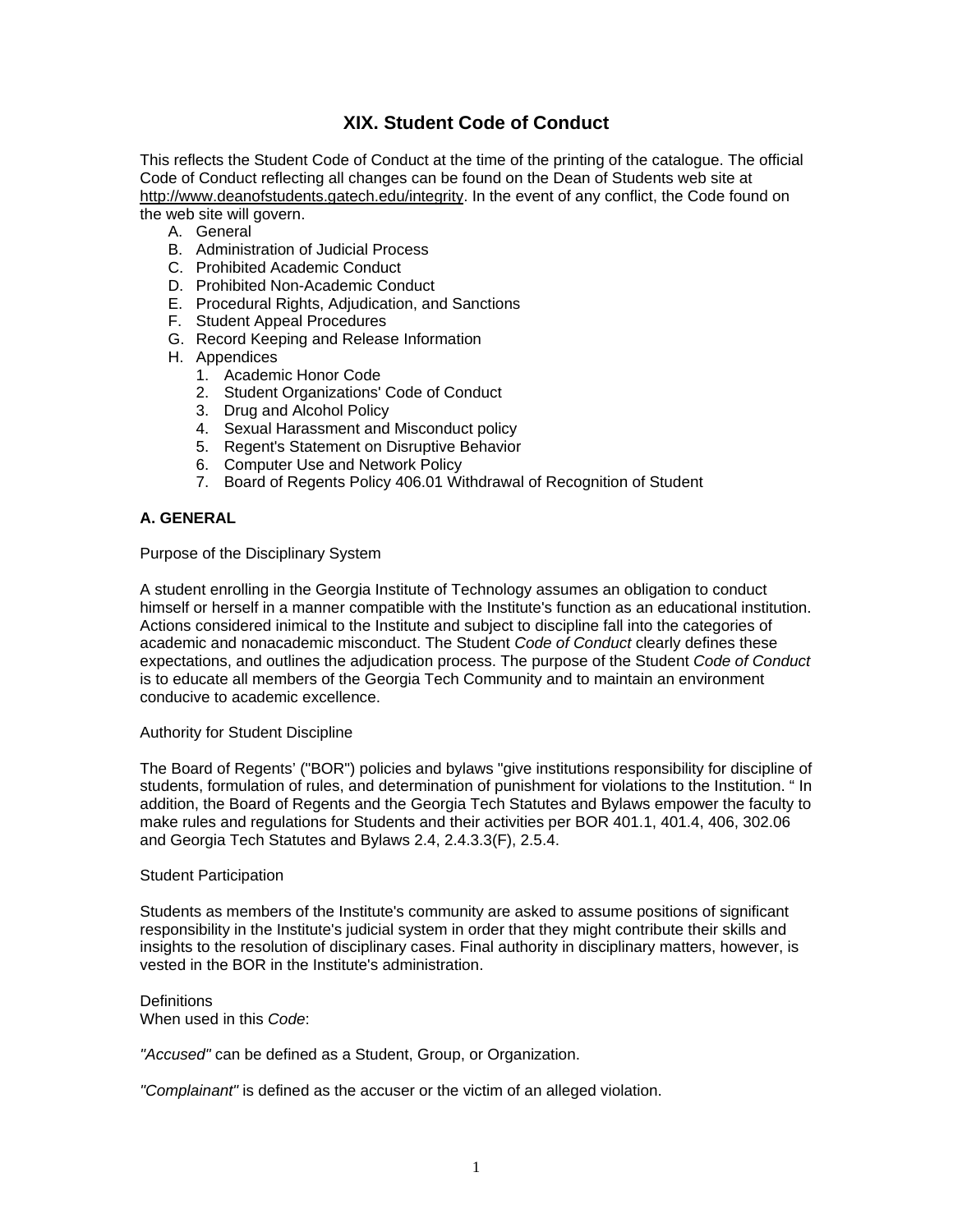# XIX. Student Code of Conduct

This reflects the Student Code of Conduct at the time of the printing of the catalogue. The official Code of Conduct reflecting all changes can be found on the Dean of Students web site at http://www.deanofstudents.gatech.edu/integrity. In the event of any conflict, the Code found on the web site will govern.

A. General
B. Administration of Judicial Process
C. Prohibited Academic Conduct
D. Prohibited Non-Academic Conduct
E. Procedural Rights, Adjudication, and Sanctions
F. Student Appeal Procedures
G. Record Keeping and Release Information
H. Appendices
   1. Academic Honor Code
   2. Student Organizations' Code of Conduct
   3. Drug and Alcohol Policy
   4. Sexual Harassment and Misconduct policy
   5. Regent's Statement on Disruptive Behavior
   6. Computer Use and Network Policy
   7. Board of Regents Policy 406.01 Withdrawal of Recognition of Student

## A. GENERAL

Purpose of the Disciplinary System

A student enrolling in the Georgia Institute of Technology assumes an obligation to conduct himself or herself in a manner compatible with the Institute's function as an educational institution. Actions considered inimical to the Institute and subject to discipline fall into the categories of academic and nonacademic misconduct. The Student *Code of Conduct* clearly defines these expectations, and outlines the adjudication process. The purpose of the Student *Code of Conduct* is to educate all members of the Georgia Tech Community and to maintain an environment conducive to academic excellence.

Authority for Student Discipline

The Board of Regents' ("BOR") policies and bylaws "give institutions responsibility for discipline of students, formulation of rules, and determination of punishment for violations to the Institution. " In addition, the Board of Regents and the Georgia Tech Statutes and Bylaws empower the faculty to make rules and regulations for Students and their activities per BOR 401.1, 401.4, 406, 302.06 and Georgia Tech Statutes and Bylaws 2.4, 2.4.3.3(F), 2.5.4.

Student Participation

Students as members of the Institute's community are asked to assume positions of significant responsibility in the Institute's judicial system in order that they might contribute their skills and insights to the resolution of disciplinary cases. Final authority in disciplinary matters, however, is vested in the BOR in the Institute's administration.

Definitions
When used in this *Code*:

*"Accused"* can be defined as a Student, Group, or Organization.

*"Complainant"* is defined as the accuser or the victim of an alleged violation.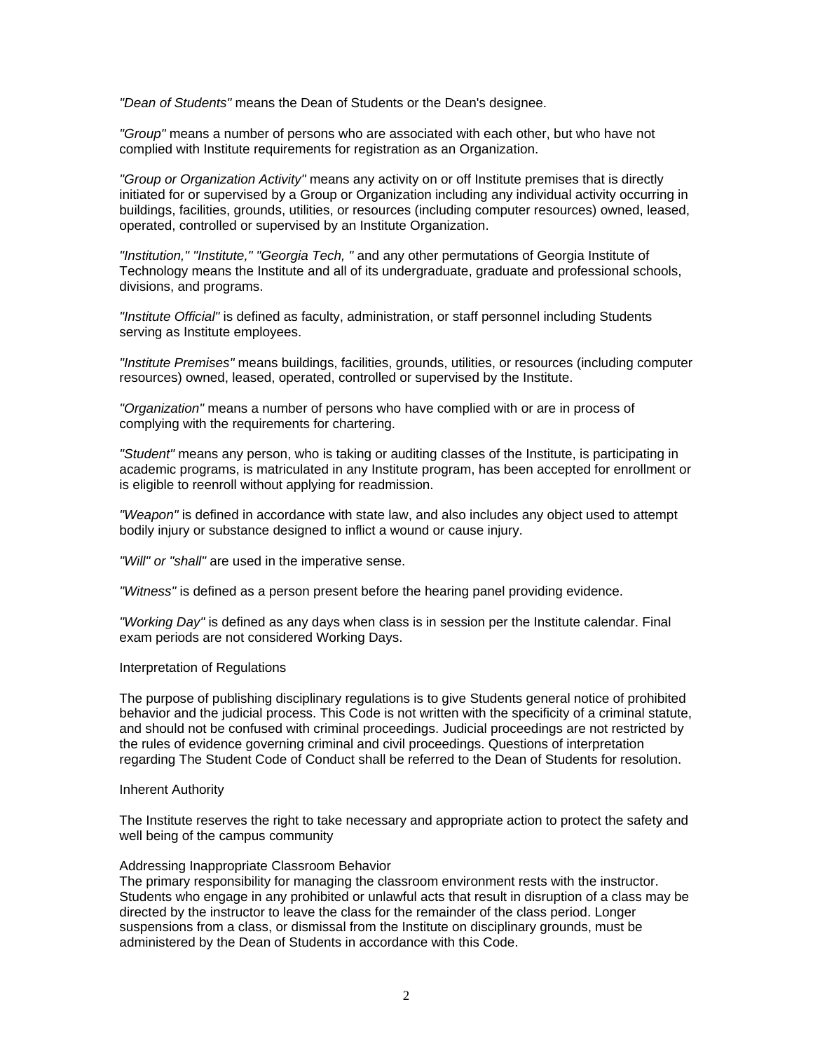*"Dean of Students"* means the Dean of Students or the Dean's designee.

*"Group"* means a number of persons who are associated with each other, but who have not complied with Institute requirements for registration as an Organization.

*"Group or Organization Activity"* means any activity on or off Institute premises that is directly initiated for or supervised by a Group or Organization including any individual activity occurring in buildings, facilities, grounds, utilities, or resources (including computer resources) owned, leased, operated, controlled or supervised by an Institute Organization.

*"Institution," "Institute," "Georgia Tech, "* and any other permutations of Georgia Institute of Technology means the Institute and all of its undergraduate, graduate and professional schools, divisions, and programs.

*"Institute Official"* is defined as faculty, administration, or staff personnel including Students serving as Institute employees.

*"Institute Premises"* means buildings, facilities, grounds, utilities, or resources (including computer resources) owned, leased, operated, controlled or supervised by the Institute.

*"Organization"* means a number of persons who have complied with or are in process of complying with the requirements for chartering.

*"Student"* means any person, who is taking or auditing classes of the Institute, is participating in academic programs, is matriculated in any Institute program, has been accepted for enrollment or is eligible to reenroll without applying for readmission.

*"Weapon"* is defined in accordance with state law, and also includes any object used to attempt bodily injury or substance designed to inflict a wound or cause injury.

*"Will" or "shall"* are used in the imperative sense.

*"Witness"* is defined as a person present before the hearing panel providing evidence.

*"Working Day"* is defined as any days when class is in session per the Institute calendar. Final exam periods are not considered Working Days.

Interpretation of Regulations

The purpose of publishing disciplinary regulations is to give Students general notice of prohibited behavior and the judicial process. This Code is not written with the specificity of a criminal statute, and should not be confused with criminal proceedings. Judicial proceedings are not restricted by the rules of evidence governing criminal and civil proceedings. Questions of interpretation regarding The Student Code of Conduct shall be referred to the Dean of Students for resolution.

Inherent Authority

The Institute reserves the right to take necessary and appropriate action to protect the safety and well being of the campus community

Addressing Inappropriate Classroom Behavior
The primary responsibility for managing the classroom environment rests with the instructor. Students who engage in any prohibited or unlawful acts that result in disruption of a class may be directed by the instructor to leave the class for the remainder of the class period. Longer suspensions from a class, or dismissal from the Institute on disciplinary grounds, must be administered by the Dean of Students in accordance with this Code.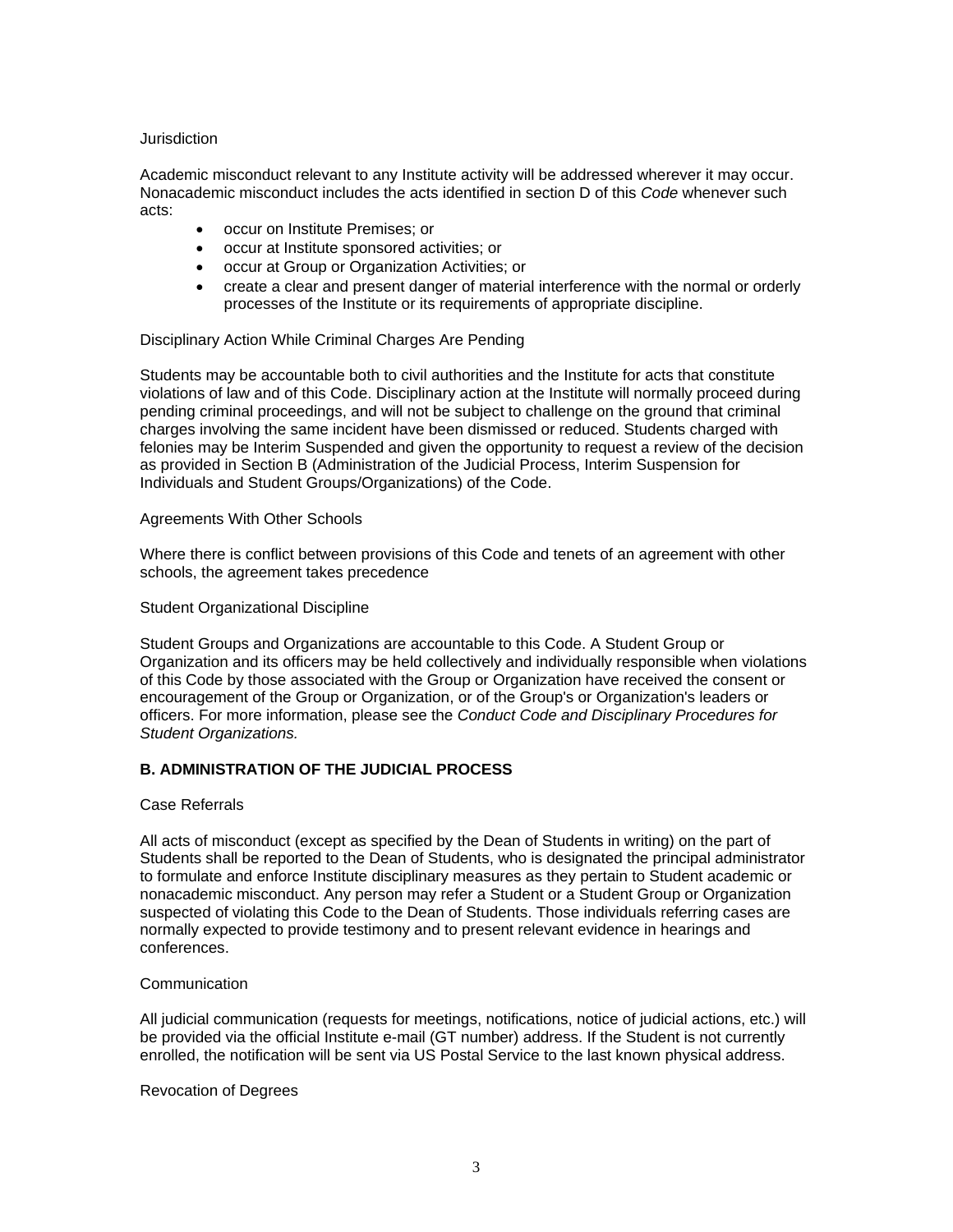Jurisdiction

Academic misconduct relevant to any Institute activity will be addressed wherever it may occur. Nonacademic misconduct includes the acts identified in section D of this *Code* whenever such acts:

- occur on Institute Premises; or
- occur at Institute sponsored activities; or
- occur at Group or Organization Activities; or
- create a clear and present danger of material interference with the normal or orderly processes of the Institute or its requirements of appropriate discipline.

Disciplinary Action While Criminal Charges Are Pending

Students may be accountable both to civil authorities and the Institute for acts that constitute violations of law and of this Code. Disciplinary action at the Institute will normally proceed during pending criminal proceedings, and will not be subject to challenge on the ground that criminal charges involving the same incident have been dismissed or reduced. Students charged with felonies may be Interim Suspended and given the opportunity to request a review of the decision as provided in Section B (Administration of the Judicial Process, Interim Suspension for Individuals and Student Groups/Organizations) of the Code.

Agreements With Other Schools

Where there is conflict between provisions of this Code and tenets of an agreement with other schools, the agreement takes precedence

Student Organizational Discipline

Student Groups and Organizations are accountable to this Code. A Student Group or Organization and its officers may be held collectively and individually responsible when violations of this Code by those associated with the Group or Organization have received the consent or encouragement of the Group or Organization, or of the Group's or Organization's leaders or officers. For more information, please see the *Conduct Code and Disciplinary Procedures for Student Organizations.*

## B. ADMINISTRATION OF THE JUDICIAL PROCESS

Case Referrals

All acts of misconduct (except as specified by the Dean of Students in writing) on the part of Students shall be reported to the Dean of Students, who is designated the principal administrator to formulate and enforce Institute disciplinary measures as they pertain to Student academic or nonacademic misconduct. Any person may refer a Student or a Student Group or Organization suspected of violating this Code to the Dean of Students. Those individuals referring cases are normally expected to provide testimony and to present relevant evidence in hearings and conferences.

Communication

All judicial communication (requests for meetings, notifications, notice of judicial actions, etc.) will be provided via the official Institute e-mail (GT number) address. If the Student is not currently enrolled, the notification will be sent via US Postal Service to the last known physical address.

Revocation of Degrees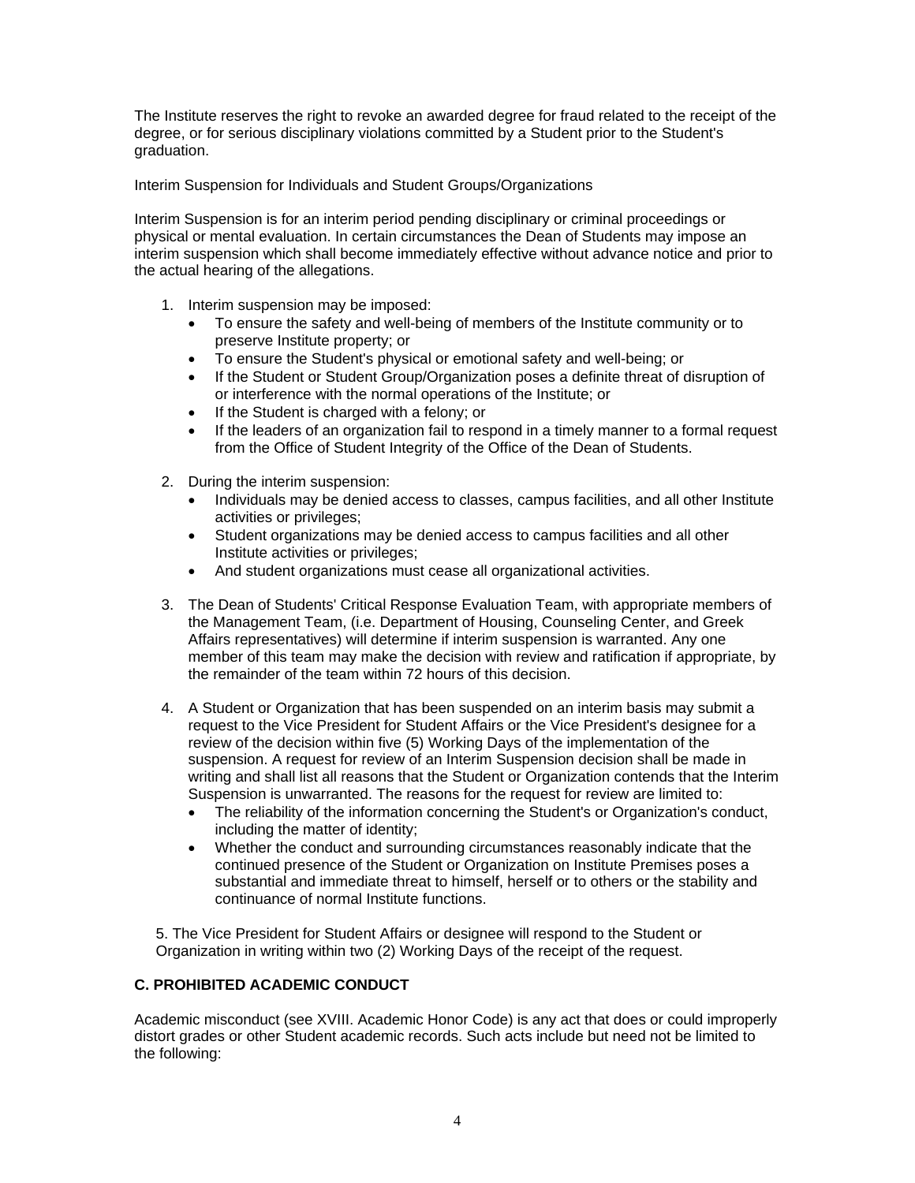The Institute reserves the right to revoke an awarded degree for fraud related to the receipt of the degree, or for serious disciplinary violations committed by a Student prior to the Student's graduation.

Interim Suspension for Individuals and Student Groups/Organizations

Interim Suspension is for an interim period pending disciplinary or criminal proceedings or physical or mental evaluation. In certain circumstances the Dean of Students may impose an interim suspension which shall become immediately effective without advance notice and prior to the actual hearing of the allegations.

1. Interim suspension may be imposed:
   - To ensure the safety and well-being of members of the Institute community or to preserve Institute property; or
   - To ensure the Student's physical or emotional safety and well-being; or
   - If the Student or Student Group/Organization poses a definite threat of disruption of or interference with the normal operations of the Institute; or
   - If the Student is charged with a felony; or
   - If the leaders of an organization fail to respond in a timely manner to a formal request from the Office of Student Integrity of the Office of the Dean of Students.

2. During the interim suspension:
   - Individuals may be denied access to classes, campus facilities, and all other Institute activities or privileges;
   - Student organizations may be denied access to campus facilities and all other Institute activities or privileges;
   - And student organizations must cease all organizational activities.

3. The Dean of Students' Critical Response Evaluation Team, with appropriate members of the Management Team, (i.e. Department of Housing, Counseling Center, and Greek Affairs representatives) will determine if interim suspension is warranted. Any one member of this team may make the decision with review and ratification if appropriate, by the remainder of the team within 72 hours of this decision.

4. A Student or Organization that has been suspended on an interim basis may submit a request to the Vice President for Student Affairs or the Vice President's designee for a review of the decision within five (5) Working Days of the implementation of the suspension. A request for review of an Interim Suspension decision shall be made in writing and shall list all reasons that the Student or Organization contends that the Interim Suspension is unwarranted. The reasons for the request for review are limited to:
   - The reliability of the information concerning the Student's or Organization's conduct, including the matter of identity;
   - Whether the conduct and surrounding circumstances reasonably indicate that the continued presence of the Student or Organization on Institute Premises poses a substantial and immediate threat to himself, herself or to others or the stability and continuance of normal Institute functions.

5. The Vice President for Student Affairs or designee will respond to the Student or Organization in writing within two (2) Working Days of the receipt of the request.

## C. PROHIBITED ACADEMIC CONDUCT

Academic misconduct (see XVIII. Academic Honor Code) is any act that does or could improperly distort grades or other Student academic records. Such acts include but need not be limited to the following: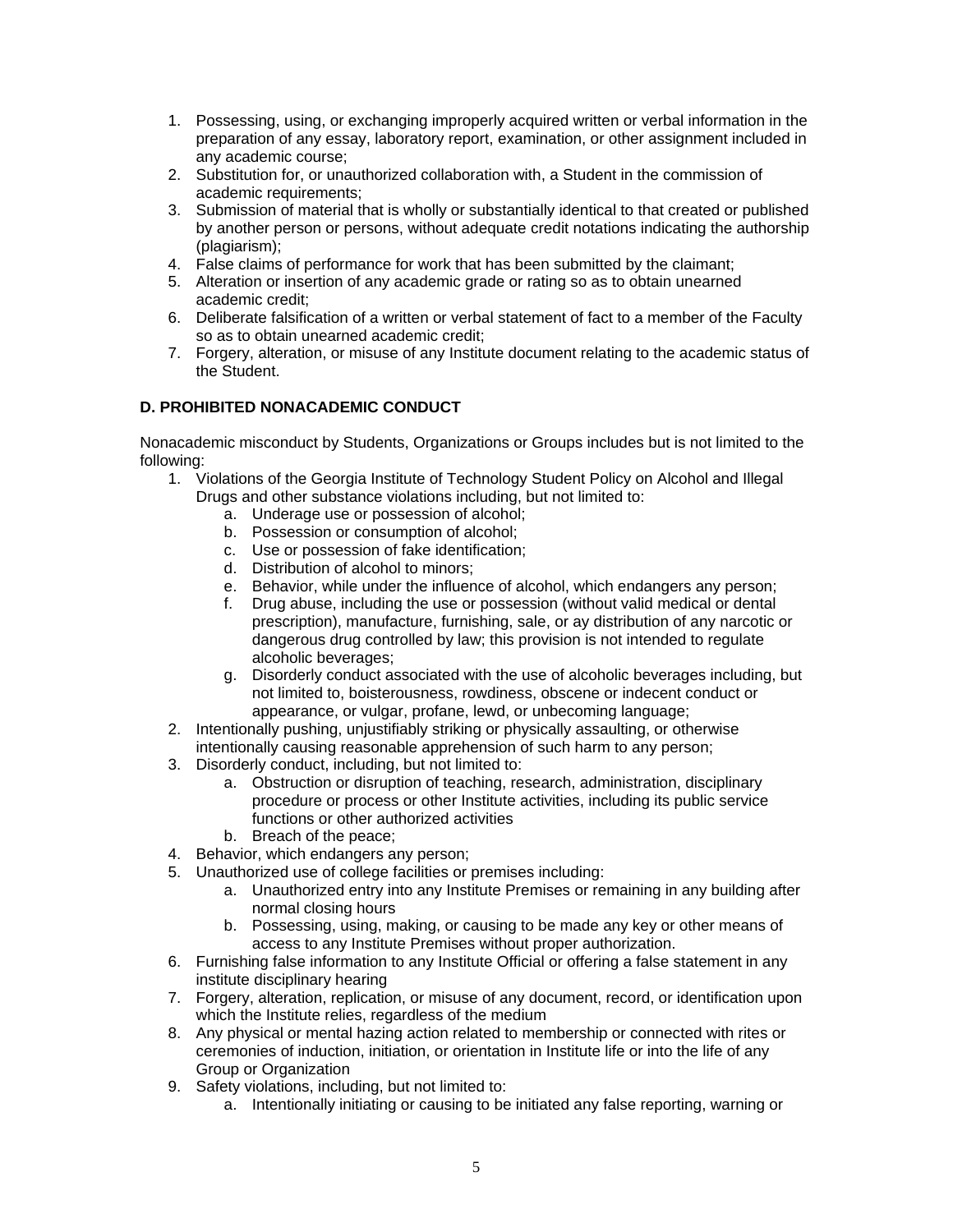1. Possessing, using, or exchanging improperly acquired written or verbal information in the preparation of any essay, laboratory report, examination, or other assignment included in any academic course;
2. Substitution for, or unauthorized collaboration with, a Student in the commission of academic requirements;
3. Submission of material that is wholly or substantially identical to that created or published by another person or persons, without adequate credit notations indicating the authorship (plagiarism);
4. False claims of performance for work that has been submitted by the claimant;
5. Alteration or insertion of any academic grade or rating so as to obtain unearned academic credit;
6. Deliberate falsification of a written or verbal statement of fact to a member of the Faculty so as to obtain unearned academic credit;
7. Forgery, alteration, or misuse of any Institute document relating to the academic status of the Student.

**D. PROHIBITED NONACADEMIC CONDUCT**

Nonacademic misconduct by Students, Organizations or Groups includes but is not limited to the following:

1. Violations of the Georgia Institute of Technology Student Policy on Alcohol and Illegal Drugs and other substance violations including, but not limited to:
   a. Underage use or possession of alcohol;
   b. Possession or consumption of alcohol;
   c. Use or possession of fake identification;
   d. Distribution of alcohol to minors;
   e. Behavior, while under the influence of alcohol, which endangers any person;
   f. Drug abuse, including the use or possession (without valid medical or dental prescription), manufacture, furnishing, sale, or ay distribution of any narcotic or dangerous drug controlled by law; this provision is not intended to regulate alcoholic beverages;
   g. Disorderly conduct associated with the use of alcoholic beverages including, but not limited to, boisterousness, rowdiness, obscene or indecent conduct or appearance, or vulgar, profane, lewd, or unbecoming language;
2. Intentionally pushing, unjustifiably striking or physically assaulting, or otherwise intentionally causing reasonable apprehension of such harm to any person;
3. Disorderly conduct, including, but not limited to:
   a. Obstruction or disruption of teaching, research, administration, disciplinary procedure or process or other Institute activities, including its public service functions or other authorized activities
   b. Breach of the peace;
4. Behavior, which endangers any person;
5. Unauthorized use of college facilities or premises including:
   a. Unauthorized entry into any Institute Premises or remaining in any building after normal closing hours
   b. Possessing, using, making, or causing to be made any key or other means of access to any Institute Premises without proper authorization.
6. Furnishing false information to any Institute Official or offering a false statement in any institute disciplinary hearing
7. Forgery, alteration, replication, or misuse of any document, record, or identification upon which the Institute relies, regardless of the medium
8. Any physical or mental hazing action related to membership or connected with rites or ceremonies of induction, initiation, or orientation in Institute life or into the life of any Group or Organization
9. Safety violations, including, but not limited to:
   a. Intentionally initiating or causing to be initiated any false reporting, warning or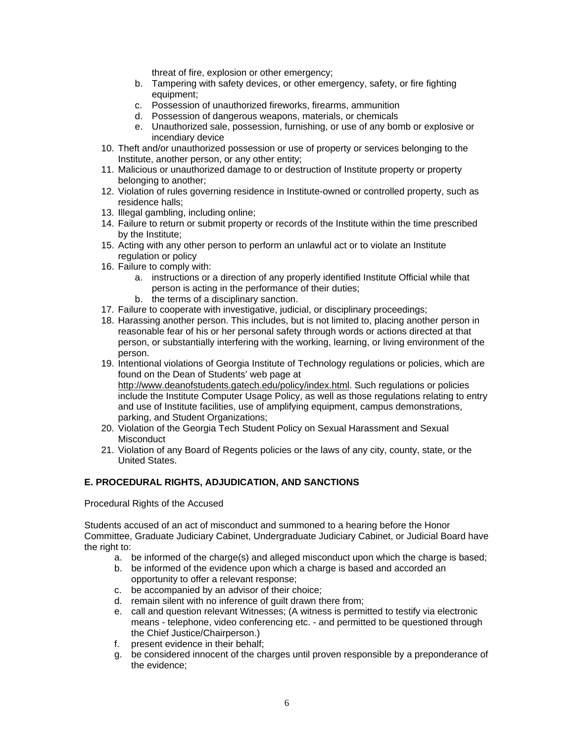threat of fire, explosion or other emergency;

   b. Tampering with safety devices, or other emergency, safety, or fire fighting equipment;
   c. Possession of unauthorized fireworks, firearms, ammunition
   d. Possession of dangerous weapons, materials, or chemicals
   e. Unauthorized sale, possession, furnishing, or use of any bomb or explosive or incendiary device

10. Theft and/or unauthorized possession or use of property or services belonging to the Institute, another person, or any other entity;
11. Malicious or unauthorized damage to or destruction of Institute property or property belonging to another;
12. Violation of rules governing residence in Institute-owned or controlled property, such as residence halls;
13. Illegal gambling, including online;
14. Failure to return or submit property or records of the Institute within the time prescribed by the Institute;
15. Acting with any other person to perform an unlawful act or to violate an Institute regulation or policy
16. Failure to comply with:
    a. instructions or a direction of any properly identified Institute Official while that person is acting in the performance of their duties;
    b. the terms of a disciplinary sanction.
17. Failure to cooperate with investigative, judicial, or disciplinary proceedings;
18. Harassing another person. This includes, but is not limited to, placing another person in reasonable fear of his or her personal safety through words or actions directed at that person, or substantially interfering with the working, learning, or living environment of the person.
19. Intentional violations of Georgia Institute of Technology regulations or policies, which are found on the Dean of Students' web page at http://www.deanofstudents.gatech.edu/policy/index.html. Such regulations or policies include the Institute Computer Usage Policy, as well as those regulations relating to entry and use of Institute facilities, use of amplifying equipment, campus demonstrations, parking, and Student Organizations;
20. Violation of the Georgia Tech Student Policy on Sexual Harassment and Sexual Misconduct
21. Violation of any Board of Regents policies or the laws of any city, county, state, or the United States.

## E. PROCEDURAL RIGHTS, ADJUDICATION, AND SANCTIONS

Procedural Rights of the Accused

Students accused of an act of misconduct and summoned to a hearing before the Honor Committee, Graduate Judiciary Cabinet, Undergraduate Judiciary Cabinet, or Judicial Board have the right to:

   a. be informed of the charge(s) and alleged misconduct upon which the charge is based;
   b. be informed of the evidence upon which a charge is based and accorded an opportunity to offer a relevant response;
   c. be accompanied by an advisor of their choice;
   d. remain silent with no inference of guilt drawn there from;
   e. call and question relevant Witnesses; (A witness is permitted to testify via electronic means - telephone, video conferencing etc. - and permitted to be questioned through the Chief Justice/Chairperson.)
   f. present evidence in their behalf;
   g. be considered innocent of the charges until proven responsible by a preponderance of the evidence;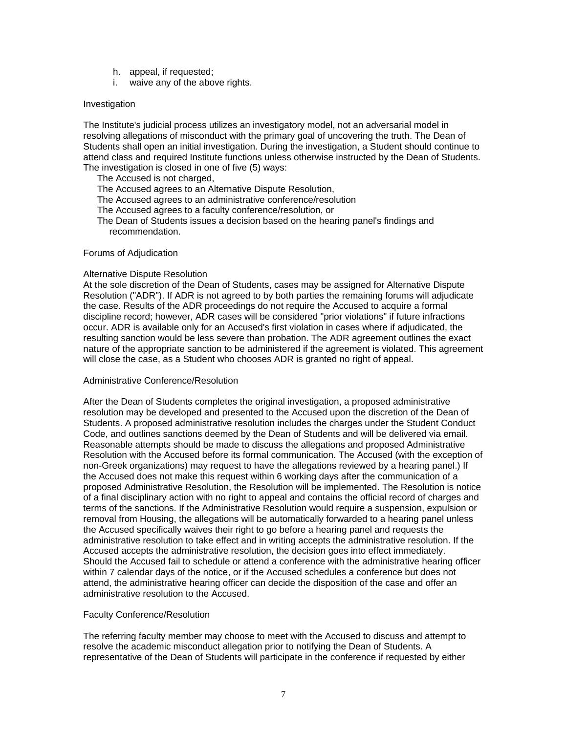h. appeal, if requested;
i. waive any of the above rights.

### Investigation

The Institute's judicial process utilizes an investigatory model, not an adversarial model in resolving allegations of misconduct with the primary goal of uncovering the truth. The Dean of Students shall open an initial investigation. During the investigation, a Student should continue to attend class and required Institute functions unless otherwise instructed by the Dean of Students. The investigation is closed in one of five (5) ways:

- The Accused is not charged,
- The Accused agrees to an Alternative Dispute Resolution,
- The Accused agrees to an administrative conference/resolution
- The Accused agrees to a faculty conference/resolution, or
- The Dean of Students issues a decision based on the hearing panel's findings and recommendation.

### Forums of Adjudication

#### Alternative Dispute Resolution

At the sole discretion of the Dean of Students, cases may be assigned for Alternative Dispute Resolution ("ADR"). If ADR is not agreed to by both parties the remaining forums will adjudicate the case. Results of the ADR proceedings do not require the Accused to acquire a formal discipline record; however, ADR cases will be considered "prior violations" if future infractions occur. ADR is available only for an Accused's first violation in cases where if adjudicated, the resulting sanction would be less severe than probation. The ADR agreement outlines the exact nature of the appropriate sanction to be administered if the agreement is violated. This agreement will close the case, as a Student who chooses ADR is granted no right of appeal.

#### Administrative Conference/Resolution

After the Dean of Students completes the original investigation, a proposed administrative resolution may be developed and presented to the Accused upon the discretion of the Dean of Students. A proposed administrative resolution includes the charges under the Student Conduct Code, and outlines sanctions deemed by the Dean of Students and will be delivered via email. Reasonable attempts should be made to discuss the allegations and proposed Administrative Resolution with the Accused before its formal communication. The Accused (with the exception of non-Greek organizations) may request to have the allegations reviewed by a hearing panel.) If the Accused does not make this request within 6 working days after the communication of a proposed Administrative Resolution, the Resolution will be implemented. The Resolution is notice of a final disciplinary action with no right to appeal and contains the official record of charges and terms of the sanctions. If the Administrative Resolution would require a suspension, expulsion or removal from Housing, the allegations will be automatically forwarded to a hearing panel unless the Accused specifically waives their right to go before a hearing panel and requests the administrative resolution to take effect and in writing accepts the administrative resolution. If the Accused accepts the administrative resolution, the decision goes into effect immediately. Should the Accused fail to schedule or attend a conference with the administrative hearing officer within 7 calendar days of the notice, or if the Accused schedules a conference but does not attend, the administrative hearing officer can decide the disposition of the case and offer an administrative resolution to the Accused.

#### Faculty Conference/Resolution

The referring faculty member may choose to meet with the Accused to discuss and attempt to resolve the academic misconduct allegation prior to notifying the Dean of Students. A representative of the Dean of Students will participate in the conference if requested by either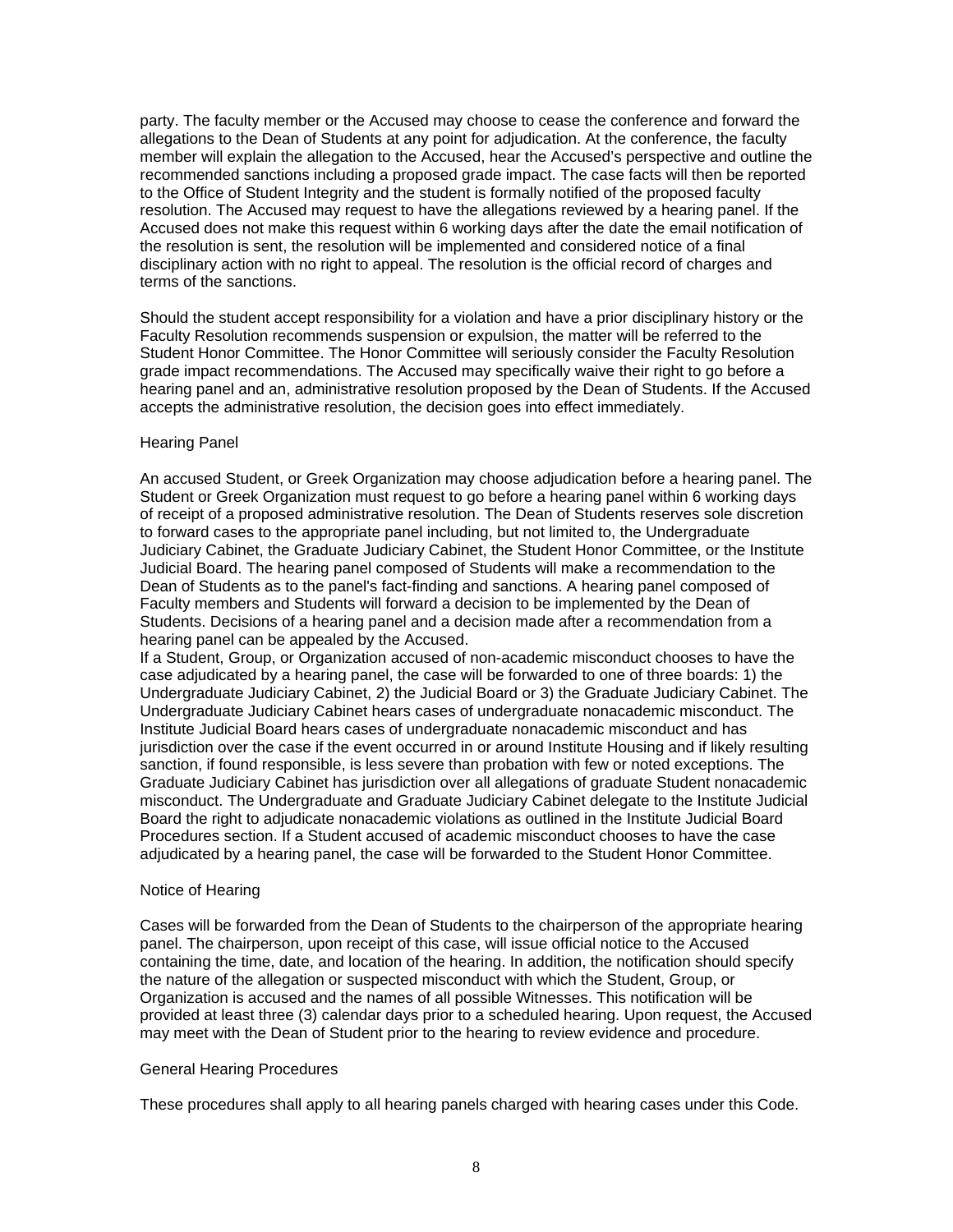party. The faculty member or the Accused may choose to cease the conference and forward the allegations to the Dean of Students at any point for adjudication. At the conference, the faculty member will explain the allegation to the Accused, hear the Accused's perspective and outline the recommended sanctions including a proposed grade impact. The case facts will then be reported to the Office of Student Integrity and the student is formally notified of the proposed faculty resolution. The Accused may request to have the allegations reviewed by a hearing panel. If the Accused does not make this request within 6 working days after the date the email notification of the resolution is sent, the resolution will be implemented and considered notice of a final disciplinary action with no right to appeal. The resolution is the official record of charges and terms of the sanctions.

Should the student accept responsibility for a violation and have a prior disciplinary history or the Faculty Resolution recommends suspension or expulsion, the matter will be referred to the Student Honor Committee. The Honor Committee will seriously consider the Faculty Resolution grade impact recommendations. The Accused may specifically waive their right to go before a hearing panel and an, administrative resolution proposed by the Dean of Students. If the Accused accepts the administrative resolution, the decision goes into effect immediately.

## Hearing Panel

An accused Student, or Greek Organization may choose adjudication before a hearing panel. The Student or Greek Organization must request to go before a hearing panel within 6 working days of receipt of a proposed administrative resolution. The Dean of Students reserves sole discretion to forward cases to the appropriate panel including, but not limited to, the Undergraduate Judiciary Cabinet, the Graduate Judiciary Cabinet, the Student Honor Committee, or the Institute Judicial Board. The hearing panel composed of Students will make a recommendation to the Dean of Students as to the panel's fact-finding and sanctions. A hearing panel composed of Faculty members and Students will forward a decision to be implemented by the Dean of Students. Decisions of a hearing panel and a decision made after a recommendation from a hearing panel can be appealed by the Accused.

If a Student, Group, or Organization accused of non-academic misconduct chooses to have the case adjudicated by a hearing panel, the case will be forwarded to one of three boards: 1) the Undergraduate Judiciary Cabinet, 2) the Judicial Board or 3) the Graduate Judiciary Cabinet. The Undergraduate Judiciary Cabinet hears cases of undergraduate nonacademic misconduct. The Institute Judicial Board hears cases of undergraduate nonacademic misconduct and has jurisdiction over the case if the event occurred in or around Institute Housing and if likely resulting sanction, if found responsible, is less severe than probation with few or noted exceptions. The Graduate Judiciary Cabinet has jurisdiction over all allegations of graduate Student nonacademic misconduct. The Undergraduate and Graduate Judiciary Cabinet delegate to the Institute Judicial Board the right to adjudicate nonacademic violations as outlined in the Institute Judicial Board Procedures section. If a Student accused of academic misconduct chooses to have the case adjudicated by a hearing panel, the case will be forwarded to the Student Honor Committee.

## Notice of Hearing

Cases will be forwarded from the Dean of Students to the chairperson of the appropriate hearing panel. The chairperson, upon receipt of this case, will issue official notice to the Accused containing the time, date, and location of the hearing. In addition, the notification should specify the nature of the allegation or suspected misconduct with which the Student, Group, or Organization is accused and the names of all possible Witnesses. This notification will be provided at least three (3) calendar days prior to a scheduled hearing. Upon request, the Accused may meet with the Dean of Student prior to the hearing to review evidence and procedure.

## General Hearing Procedures

These procedures shall apply to all hearing panels charged with hearing cases under this Code.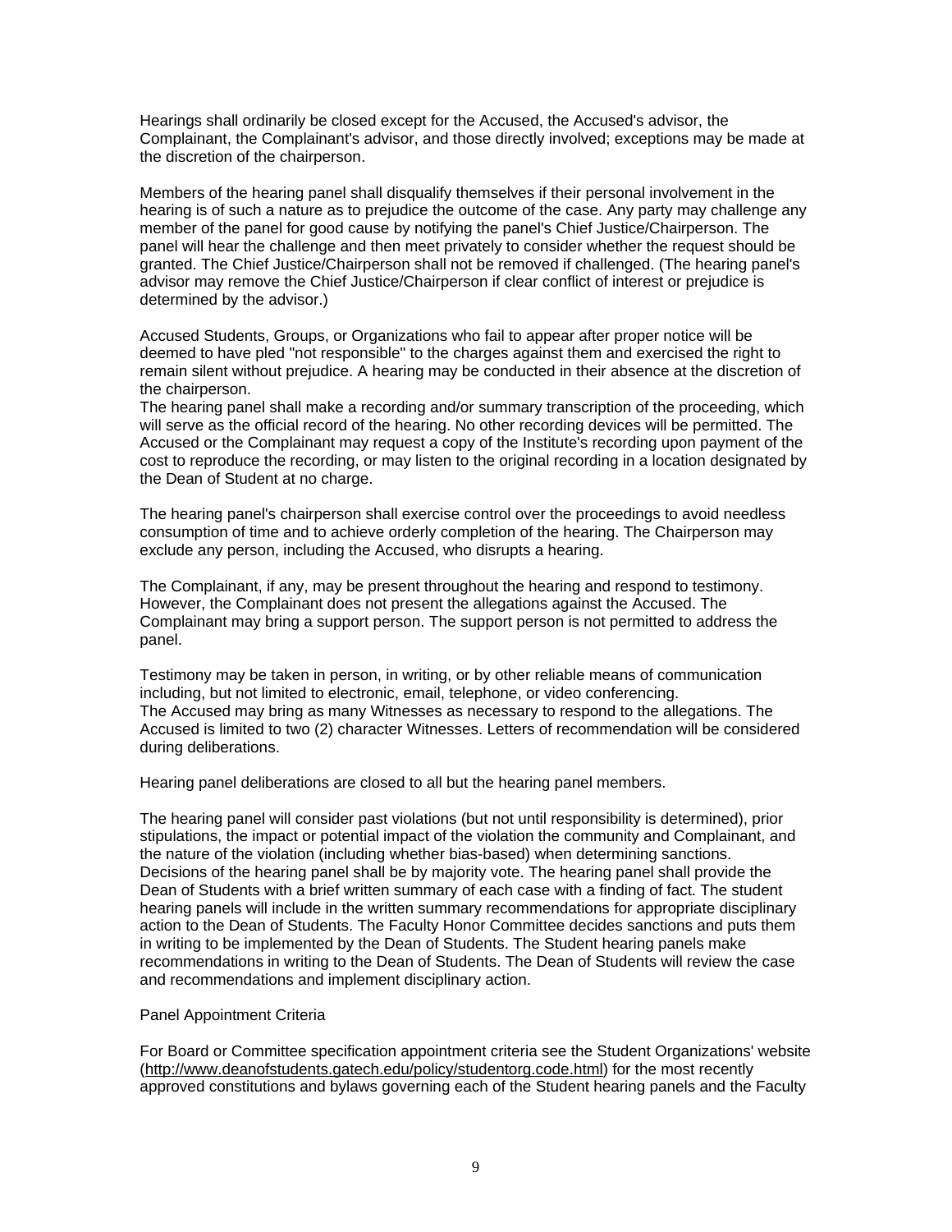Hearings shall ordinarily be closed except for the Accused, the Accused's advisor, the Complainant, the Complainant's advisor, and those directly involved; exceptions may be made at the discretion of the chairperson.

Members of the hearing panel shall disqualify themselves if their personal involvement in the hearing is of such a nature as to prejudice the outcome of the case. Any party may challenge any member of the panel for good cause by notifying the panel's Chief Justice/Chairperson. The panel will hear the challenge and then meet privately to consider whether the request should be granted. The Chief Justice/Chairperson shall not be removed if challenged. (The hearing panel's advisor may remove the Chief Justice/Chairperson if clear conflict of interest or prejudice is determined by the advisor.)

Accused Students, Groups, or Organizations who fail to appear after proper notice will be deemed to have pled "not responsible" to the charges against them and exercised the right to remain silent without prejudice. A hearing may be conducted in their absence at the discretion of the chairperson.

The hearing panel shall make a recording and/or summary transcription of the proceeding, which will serve as the official record of the hearing. No other recording devices will be permitted. The Accused or the Complainant may request a copy of the Institute's recording upon payment of the cost to reproduce the recording, or may listen to the original recording in a location designated by the Dean of Student at no charge.

The hearing panel's chairperson shall exercise control over the proceedings to avoid needless consumption of time and to achieve orderly completion of the hearing. The Chairperson may exclude any person, including the Accused, who disrupts a hearing.

The Complainant, if any, may be present throughout the hearing and respond to testimony. However, the Complainant does not present the allegations against the Accused. The Complainant may bring a support person. The support person is not permitted to address the panel.

Testimony may be taken in person, in writing, or by other reliable means of communication including, but not limited to electronic, email, telephone, or video conferencing.

The Accused may bring as many Witnesses as necessary to respond to the allegations. The Accused is limited to two (2) character Witnesses. Letters of recommendation will be considered during deliberations.

Hearing panel deliberations are closed to all but the hearing panel members.

The hearing panel will consider past violations (but not until responsibility is determined), prior stipulations, the impact or potential impact of the violation the community and Complainant, and the nature of the violation (including whether bias-based) when determining sanctions.

Decisions of the hearing panel shall be by majority vote. The hearing panel shall provide the Dean of Students with a brief written summary of each case with a finding of fact. The student hearing panels will include in the written summary recommendations for appropriate disciplinary action to the Dean of Students. The Faculty Honor Committee decides sanctions and puts them in writing to be implemented by the Dean of Students. The Student hearing panels make recommendations in writing to the Dean of Students. The Dean of Students will review the case and recommendations and implement disciplinary action.

Panel Appointment Criteria

For Board or Committee specification appointment criteria see the Student Organizations' website (http://www.deanofstudents.gatech.edu/policy/studentorg.code.html) for the most recently approved constitutions and bylaws governing each of the Student hearing panels and the Faculty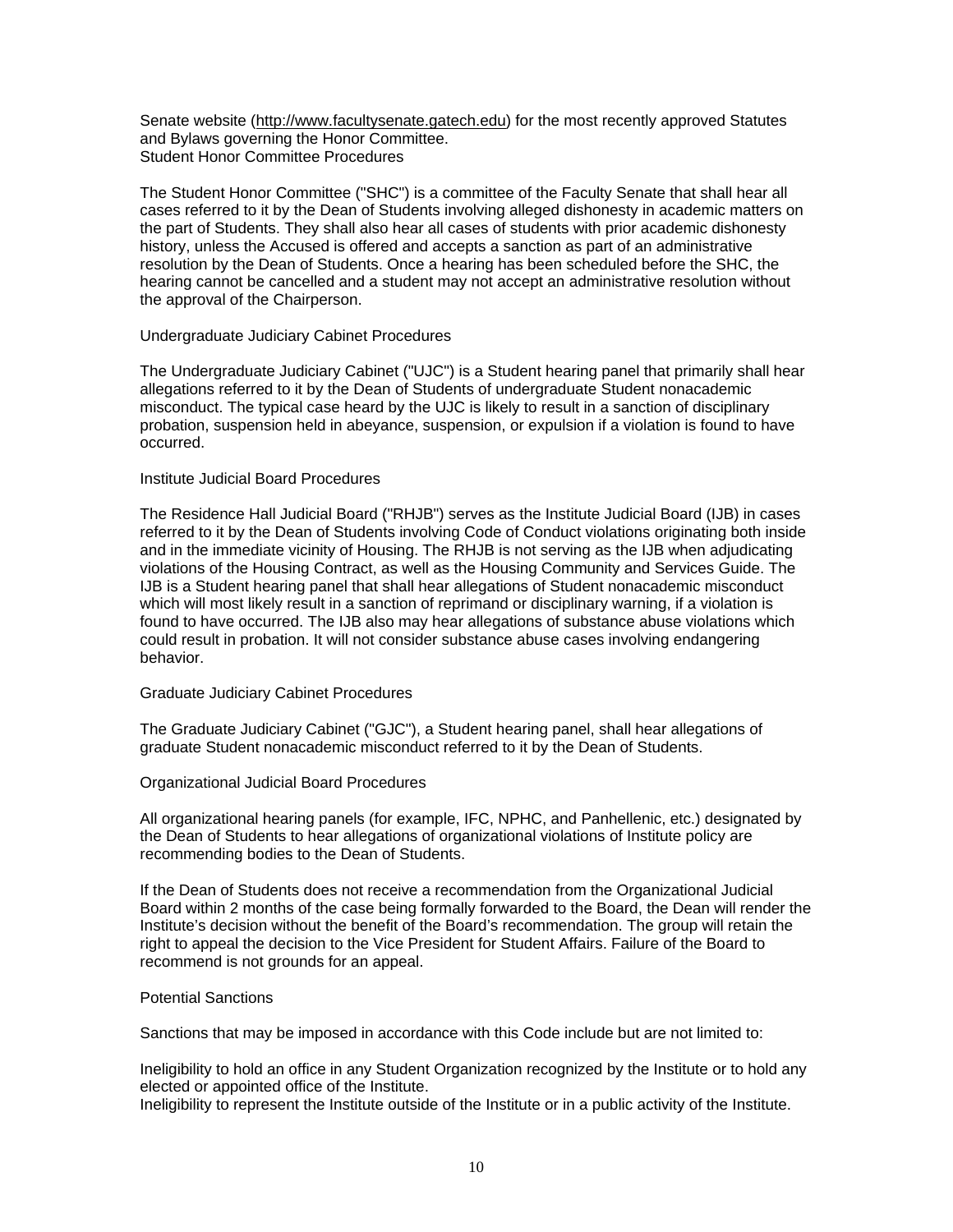Senate website (http://www.facultysenate.gatech.edu) for the most recently approved Statutes and Bylaws governing the Honor Committee.

### Student Honor Committee Procedures

The Student Honor Committee ("SHC") is a committee of the Faculty Senate that shall hear all cases referred to it by the Dean of Students involving alleged dishonesty in academic matters on the part of Students. They shall also hear all cases of students with prior academic dishonesty history, unless the Accused is offered and accepts a sanction as part of an administrative resolution by the Dean of Students. Once a hearing has been scheduled before the SHC, the hearing cannot be cancelled and a student may not accept an administrative resolution without the approval of the Chairperson.

### Undergraduate Judiciary Cabinet Procedures

The Undergraduate Judiciary Cabinet ("UJC") is a Student hearing panel that primarily shall hear allegations referred to it by the Dean of Students of undergraduate Student nonacademic misconduct. The typical case heard by the UJC is likely to result in a sanction of disciplinary probation, suspension held in abeyance, suspension, or expulsion if a violation is found to have occurred.

### Institute Judicial Board Procedures

The Residence Hall Judicial Board ("RHJB") serves as the Institute Judicial Board (IJB) in cases referred to it by the Dean of Students involving Code of Conduct violations originating both inside and in the immediate vicinity of Housing. The RHJB is not serving as the IJB when adjudicating violations of the Housing Contract, as well as the Housing Community and Services Guide. The IJB is a Student hearing panel that shall hear allegations of Student nonacademic misconduct which will most likely result in a sanction of reprimand or disciplinary warning, if a violation is found to have occurred. The IJB also may hear allegations of substance abuse violations which could result in probation. It will not consider substance abuse cases involving endangering behavior.

### Graduate Judiciary Cabinet Procedures

The Graduate Judiciary Cabinet ("GJC"), a Student hearing panel, shall hear allegations of graduate Student nonacademic misconduct referred to it by the Dean of Students.

### Organizational Judicial Board Procedures

All organizational hearing panels (for example, IFC, NPHC, and Panhellenic, etc.) designated by the Dean of Students to hear allegations of organizational violations of Institute policy are recommending bodies to the Dean of Students.

If the Dean of Students does not receive a recommendation from the Organizational Judicial Board within 2 months of the case being formally forwarded to the Board, the Dean will render the Institute's decision without the benefit of the Board's recommendation. The group will retain the right to appeal the decision to the Vice President for Student Affairs. Failure of the Board to recommend is not grounds for an appeal.

### Potential Sanctions

Sanctions that may be imposed in accordance with this Code include but are not limited to:

Ineligibility to hold an office in any Student Organization recognized by the Institute or to hold any elected or appointed office of the Institute.
Ineligibility to represent the Institute outside of the Institute or in a public activity of the Institute.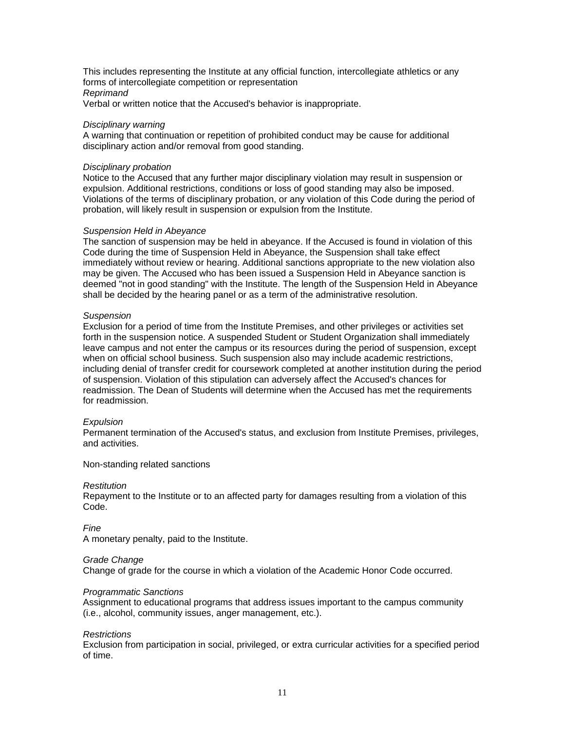This includes representing the Institute at any official function, intercollegiate athletics or any forms of intercollegiate competition or representation

*Reprimand*

Verbal or written notice that the Accused's behavior is inappropriate.

*Disciplinary warning*

A warning that continuation or repetition of prohibited conduct may be cause for additional disciplinary action and/or removal from good standing.

*Disciplinary probation*

Notice to the Accused that any further major disciplinary violation may result in suspension or expulsion. Additional restrictions, conditions or loss of good standing may also be imposed. Violations of the terms of disciplinary probation, or any violation of this Code during the period of probation, will likely result in suspension or expulsion from the Institute.

*Suspension Held in Abeyance*

The sanction of suspension may be held in abeyance. If the Accused is found in violation of this Code during the time of Suspension Held in Abeyance, the Suspension shall take effect immediately without review or hearing. Additional sanctions appropriate to the new violation also may be given. The Accused who has been issued a Suspension Held in Abeyance sanction is deemed "not in good standing" with the Institute. The length of the Suspension Held in Abeyance shall be decided by the hearing panel or as a term of the administrative resolution.

*Suspension*

Exclusion for a period of time from the Institute Premises, and other privileges or activities set forth in the suspension notice. A suspended Student or Student Organization shall immediately leave campus and not enter the campus or its resources during the period of suspension, except when on official school business. Such suspension also may include academic restrictions, including denial of transfer credit for coursework completed at another institution during the period of suspension. Violation of this stipulation can adversely affect the Accused's chances for readmission. The Dean of Students will determine when the Accused has met the requirements for readmission.

*Expulsion*

Permanent termination of the Accused's status, and exclusion from Institute Premises, privileges, and activities.

Non-standing related sanctions

*Restitution*

Repayment to the Institute or to an affected party for damages resulting from a violation of this Code.

*Fine*

A monetary penalty, paid to the Institute.

*Grade Change*

Change of grade for the course in which a violation of the Academic Honor Code occurred.

*Programmatic Sanctions*

Assignment to educational programs that address issues important to the campus community (i.e., alcohol, community issues, anger management, etc.).

*Restrictions*

Exclusion from participation in social, privileged, or extra curricular activities for a specified period of time.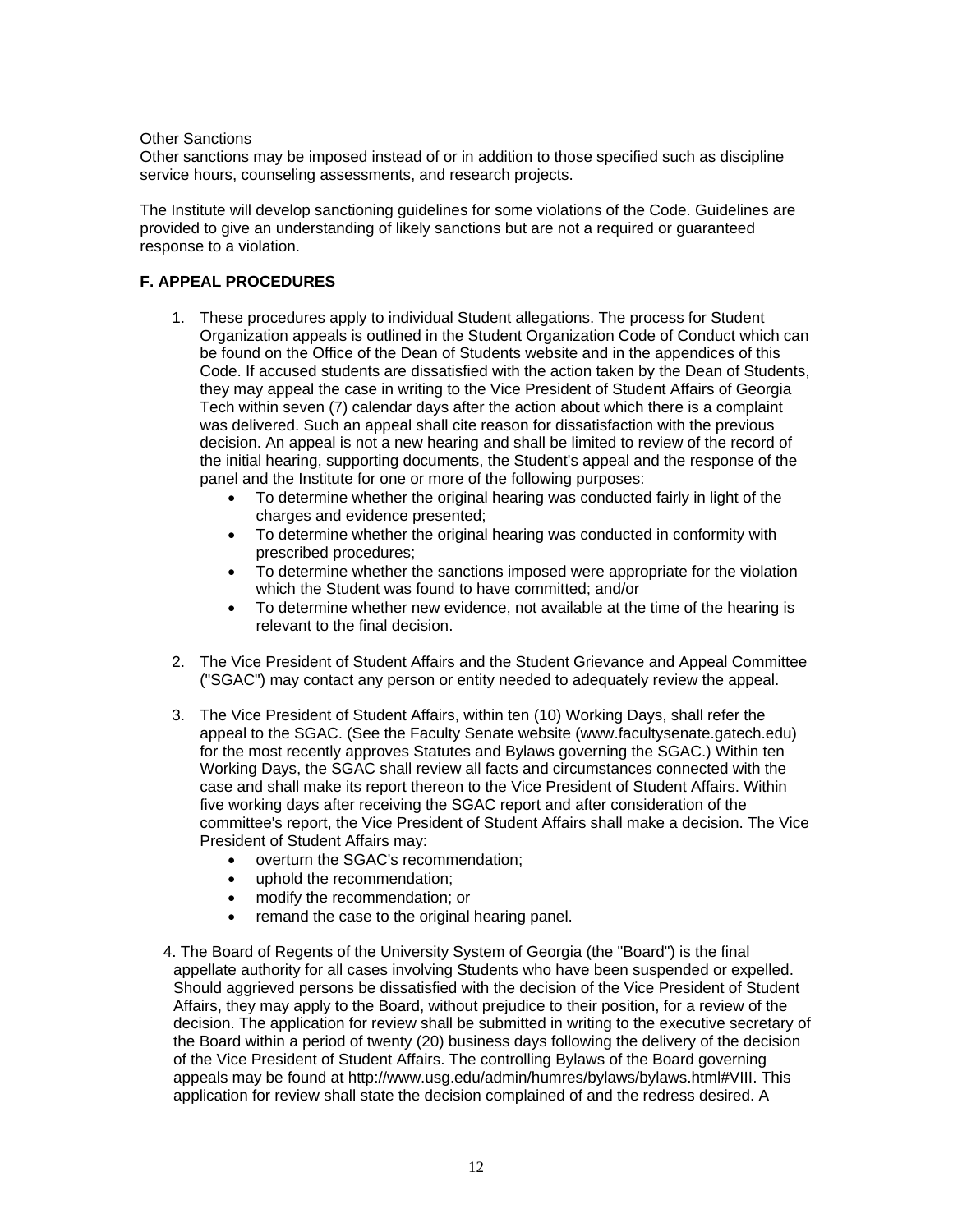Other Sanctions

Other sanctions may be imposed instead of or in addition to those specified such as discipline service hours, counseling assessments, and research projects.

The Institute will develop sanctioning guidelines for some violations of the Code. Guidelines are provided to give an understanding of likely sanctions but are not a required or guaranteed response to a violation.

**F. APPEAL PROCEDURES**

1. These procedures apply to individual Student allegations. The process for Student Organization appeals is outlined in the Student Organization Code of Conduct which can be found on the Office of the Dean of Students website and in the appendices of this Code. If accused students are dissatisfied with the action taken by the Dean of Students, they may appeal the case in writing to the Vice President of Student Affairs of Georgia Tech within seven (7) calendar days after the action about which there is a complaint was delivered. Such an appeal shall cite reason for dissatisfaction with the previous decision. An appeal is not a new hearing and shall be limited to review of the record of the initial hearing, supporting documents, the Student's appeal and the response of the panel and the Institute for one or more of the following purposes:
    - To determine whether the original hearing was conducted fairly in light of the charges and evidence presented;
    - To determine whether the original hearing was conducted in conformity with prescribed procedures;
    - To determine whether the sanctions imposed were appropriate for the violation which the Student was found to have committed; and/or
    - To determine whether new evidence, not available at the time of the hearing is relevant to the final decision.

2. The Vice President of Student Affairs and the Student Grievance and Appeal Committee ("SGAC") may contact any person or entity needed to adequately review the appeal.

3. The Vice President of Student Affairs, within ten (10) Working Days, shall refer the appeal to the SGAC. (See the Faculty Senate website (www.facultysenate.gatech.edu) for the most recently approves Statutes and Bylaws governing the SGAC.) Within ten Working Days, the SGAC shall review all facts and circumstances connected with the case and shall make its report thereon to the Vice President of Student Affairs. Within five working days after receiving the SGAC report and after consideration of the committee's report, the Vice President of Student Affairs shall make a decision. The Vice President of Student Affairs may:
    - overturn the SGAC's recommendation;
    - uphold the recommendation;
    - modify the recommendation; or
    - remand the case to the original hearing panel.

4. The Board of Regents of the University System of Georgia (the "Board") is the final appellate authority for all cases involving Students who have been suspended or expelled. Should aggrieved persons be dissatisfied with the decision of the Vice President of Student Affairs, they may apply to the Board, without prejudice to their position, for a review of the decision. The application for review shall be submitted in writing to the executive secretary of the Board within a period of twenty (20) business days following the delivery of the decision of the Vice President of Student Affairs. The controlling Bylaws of the Board governing appeals may be found at http://www.usg.edu/admin/humres/bylaws/bylaws.html#VIII. This application for review shall state the decision complained of and the redress desired. A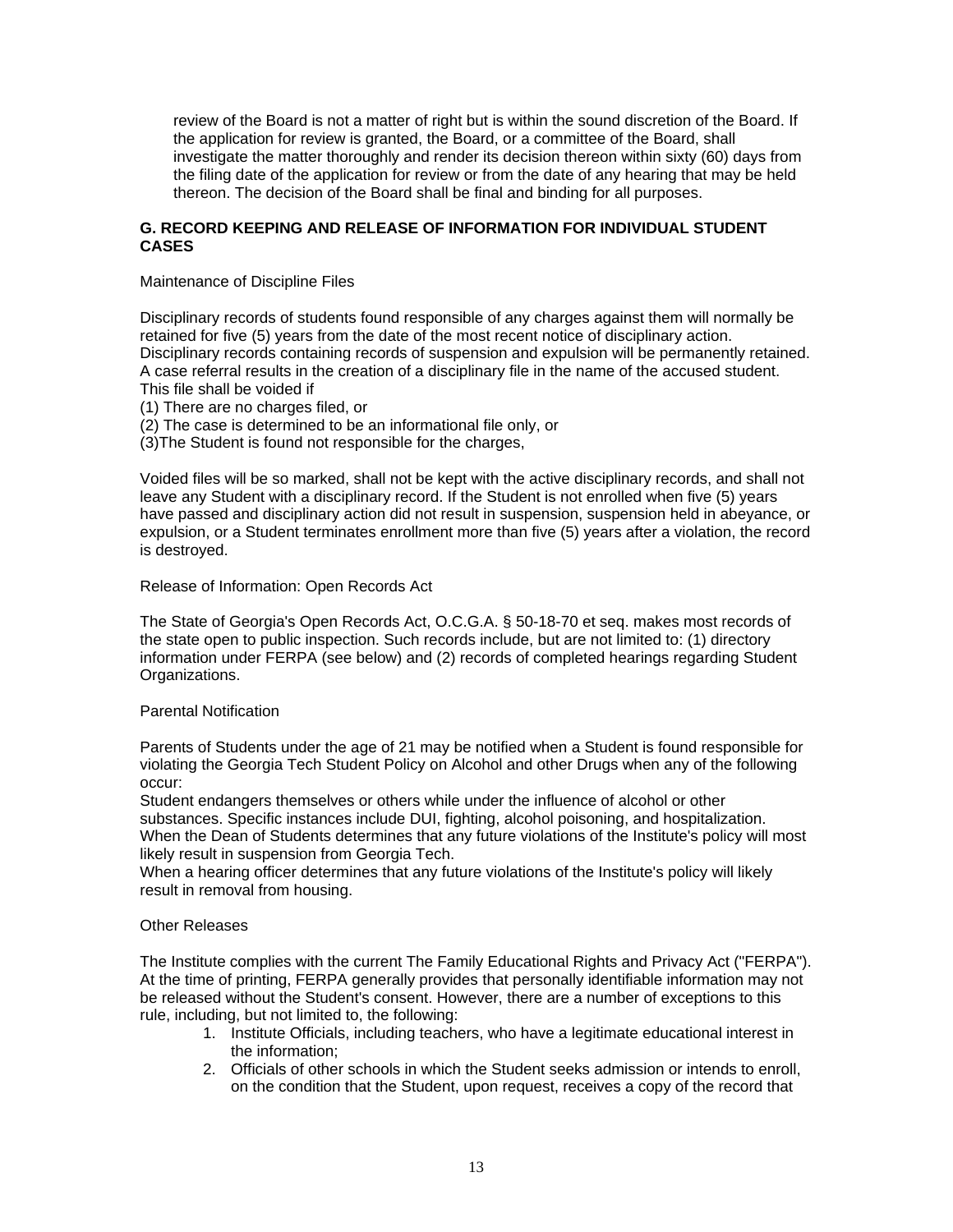review of the Board is not a matter of right but is within the sound discretion of the Board. If the application for review is granted, the Board, or a committee of the Board, shall investigate the matter thoroughly and render its decision thereon within sixty (60) days from the filing date of the application for review or from the date of any hearing that may be held thereon. The decision of the Board shall be final and binding for all purposes.

## G. RECORD KEEPING AND RELEASE OF INFORMATION FOR INDIVIDUAL STUDENT CASES

Maintenance of Discipline Files

Disciplinary records of students found responsible of any charges against them will normally be retained for five (5) years from the date of the most recent notice of disciplinary action. Disciplinary records containing records of suspension and expulsion will be permanently retained. A case referral results in the creation of a disciplinary file in the name of the accused student. This file shall be voided if

(1) There are no charges filed, or
(2) The case is determined to be an informational file only, or
(3)The Student is found not responsible for the charges,

Voided files will be so marked, shall not be kept with the active disciplinary records, and shall not leave any Student with a disciplinary record. If the Student is not enrolled when five (5) years have passed and disciplinary action did not result in suspension, suspension held in abeyance, or expulsion, or a Student terminates enrollment more than five (5) years after a violation, the record is destroyed.

Release of Information: Open Records Act

The State of Georgia's Open Records Act, O.C.G.A. § 50-18-70 et seq. makes most records of the state open to public inspection. Such records include, but are not limited to: (1) directory information under FERPA (see below) and (2) records of completed hearings regarding Student Organizations.

Parental Notification

Parents of Students under the age of 21 may be notified when a Student is found responsible for violating the Georgia Tech Student Policy on Alcohol and other Drugs when any of the following occur:
Student endangers themselves or others while under the influence of alcohol or other substances. Specific instances include DUI, fighting, alcohol poisoning, and hospitalization.
When the Dean of Students determines that any future violations of the Institute's policy will most likely result in suspension from Georgia Tech.
When a hearing officer determines that any future violations of the Institute's policy will likely result in removal from housing.

Other Releases

The Institute complies with the current The Family Educational Rights and Privacy Act ("FERPA"). At the time of printing, FERPA generally provides that personally identifiable information may not be released without the Student's consent. However, there are a number of exceptions to this rule, including, but not limited to, the following:

1. Institute Officials, including teachers, who have a legitimate educational interest in the information;
2. Officials of other schools in which the Student seeks admission or intends to enroll, on the condition that the Student, upon request, receives a copy of the record that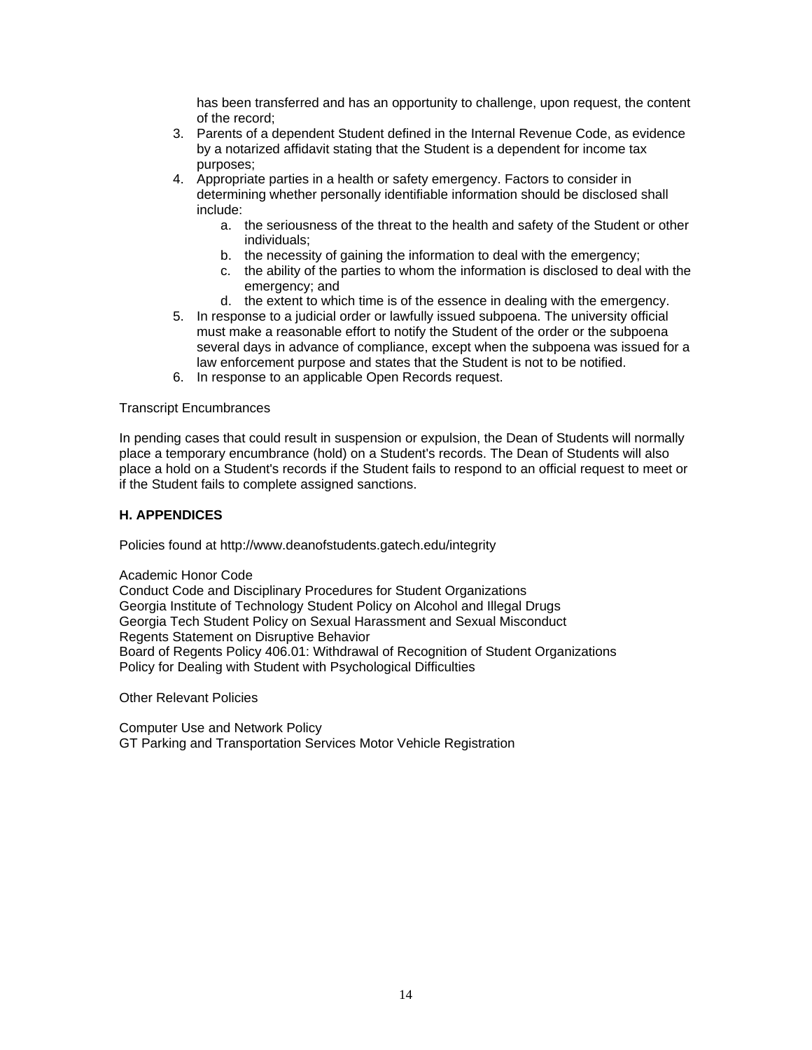has been transferred and has an opportunity to challenge, upon request, the content of the record;

3. Parents of a dependent Student defined in the Internal Revenue Code, as evidence by a notarized affidavit stating that the Student is a dependent for income tax purposes;
4. Appropriate parties in a health or safety emergency. Factors to consider in determining whether personally identifiable information should be disclosed shall include:
   a. the seriousness of the threat to the health and safety of the Student or other individuals;
   b. the necessity of gaining the information to deal with the emergency;
   c. the ability of the parties to whom the information is disclosed to deal with the emergency; and
   d. the extent to which time is of the essence in dealing with the emergency.
5. In response to a judicial order or lawfully issued subpoena. The university official must make a reasonable effort to notify the Student of the order or the subpoena several days in advance of compliance, except when the subpoena was issued for a law enforcement purpose and states that the Student is not to be notified.
6. In response to an applicable Open Records request.

Transcript Encumbrances

In pending cases that could result in suspension or expulsion, the Dean of Students will normally place a temporary encumbrance (hold) on a Student's records. The Dean of Students will also place a hold on a Student's records if the Student fails to respond to an official request to meet or if the Student fails to complete assigned sanctions.

## H. APPENDICES

Policies found at http://www.deanofstudents.gatech.edu/integrity

Academic Honor Code
Conduct Code and Disciplinary Procedures for Student Organizations
Georgia Institute of Technology Student Policy on Alcohol and Illegal Drugs
Georgia Tech Student Policy on Sexual Harassment and Sexual Misconduct
Regents Statement on Disruptive Behavior
Board of Regents Policy 406.01: Withdrawal of Recognition of Student Organizations
Policy for Dealing with Student with Psychological Difficulties

Other Relevant Policies

Computer Use and Network Policy
GT Parking and Transportation Services Motor Vehicle Registration